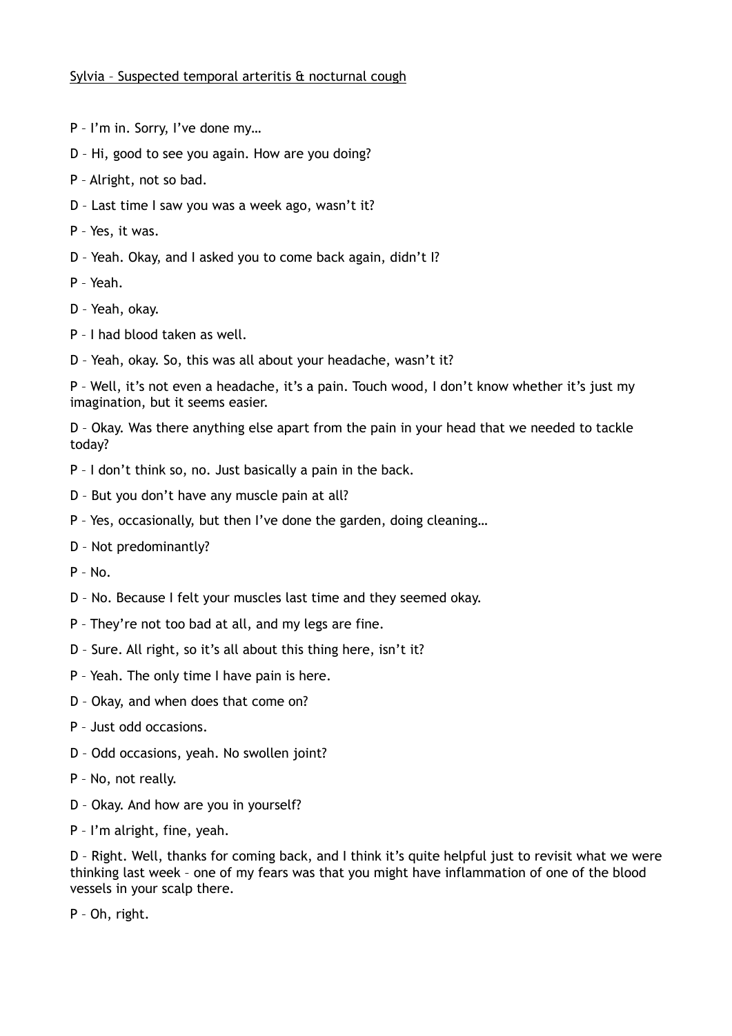<u>Sylvia – Suspected temporal arteritis & nocturnal cough</u>

P – I'm in. Sorry, I've done my…

D – Hi, good to see you again. How are you doing?

P – Alright, not so bad.

D – Last time I saw you was a week ago, wasn't it?

P – Yes, it was.

D – Yeah. Okay, and I asked you to come back again, didn't I?

P – Yeah.

D – Yeah, okay.

P – I had blood taken as well.

D – Yeah, okay. So, this was all about your headache, wasn't it?

P – Well, it's not even a headache, it's a pain. Touch wood, I don't know whether it's just my imagination, but it seems easier.

D – Okay. Was there anything else apart from the pain in your head that we needed to tackle today?

P – I don't think so, no. Just basically a pain in the back.

D – But you don't have any muscle pain at all?

P – Yes, occasionally, but then I've done the garden, doing cleaning…

D – Not predominantly?

P – No.

D – No. Because I felt your muscles last time and they seemed okay.

P – They're not too bad at all, and my legs are fine.

D – Sure. All right, so it's all about this thing here, isn't it?

P – Yeah. The only time I have pain is here.

D – Okay, and when does that come on?

P – Just odd occasions.

D – Odd occasions, yeah. No swollen joint?

P – No, not really.

D – Okay. And how are you in yourself?

P – I'm alright, fine, yeah.

D – Right. Well, thanks for coming back, and I think it's quite helpful just to revisit what we were thinking last week – one of my fears was that you might have inflammation of one of the blood vessels in your scalp there.

P – Oh, right.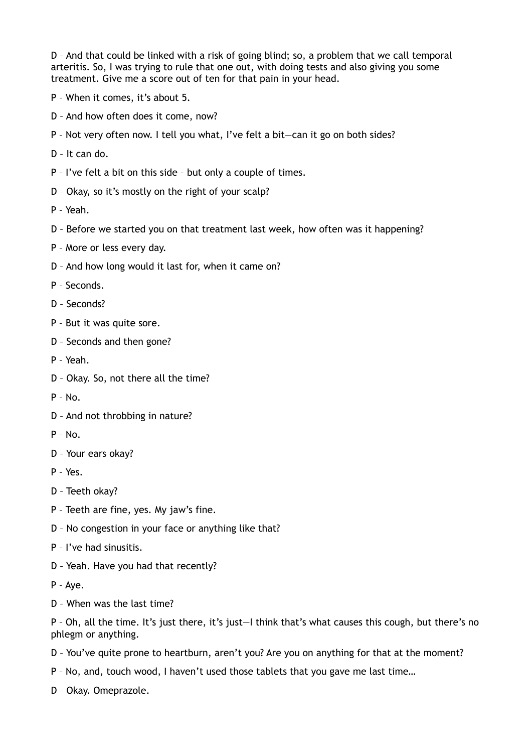D – And that could be linked with a risk of going blind; so, a problem that we call temporal arteritis. So, I was trying to rule that one out, with doing tests and also giving you some treatment. Give me a score out of ten for that pain in your head.

P – When it comes, it's about 5.

D – And how often does it come, now?

P – Not very often now. I tell you what, I've felt a bit—can it go on both sides?

D – It can do.

P – I've felt a bit on this side – but only a couple of times.

D – Okay, so it's mostly on the right of your scalp?

P – Yeah.

D – Before we started you on that treatment last week, how often was it happening?

P – More or less every day.

D – And how long would it last for, when it came on?

P – Seconds.

D – Seconds?

P – But it was quite sore.

D – Seconds and then gone?

P – Yeah.

D – Okay. So, not there all the time?

P – No.

D – And not throbbing in nature?

P – No.

D – Your ears okay?

P – Yes.

D – Teeth okay?

P – Teeth are fine, yes. My jaw's fine.

D – No congestion in your face or anything like that?

P – I've had sinusitis.

D – Yeah. Have you had that recently?

P – Aye.

D – When was the last time?

P – Oh, all the time. It's just there, it's just—I think that's what causes this cough, but there's no phlegm or anything.

D – You've quite prone to heartburn, aren't you? Are you on anything for that at the moment?

P – No, and, touch wood, I haven't used those tablets that you gave me last time…

D – Okay. Omeprazole.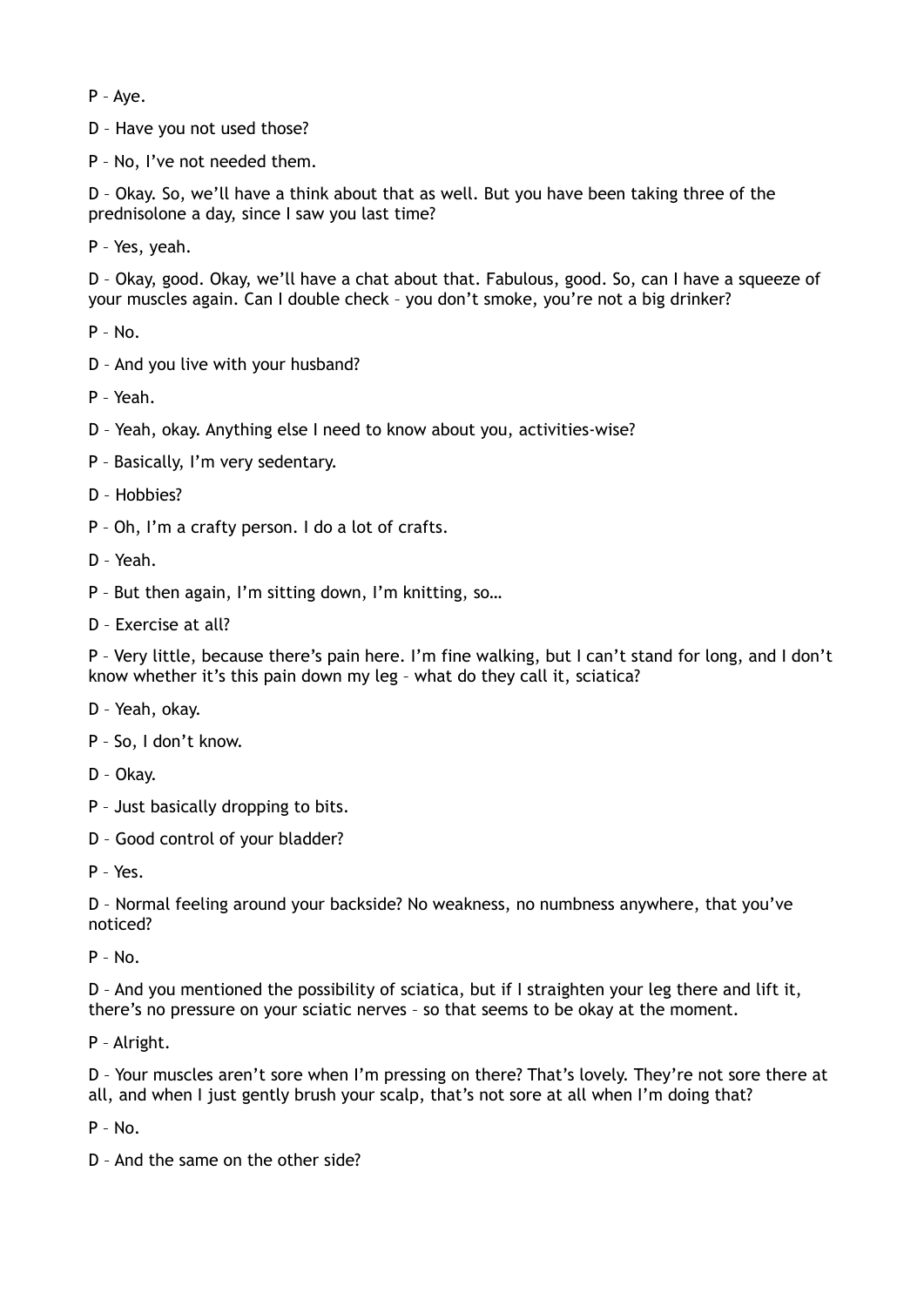P – Aye.

D – Have you not used those?

P – No, I've not needed them.

D – Okay. So, we'll have a think about that as well. But you have been taking three of the prednisolone a day, since I saw you last time?

P – Yes, yeah.

D – Okay, good. Okay, we'll have a chat about that. Fabulous, good. So, can I have a squeeze of your muscles again. Can I double check – you don't smoke, you're not a big drinker?

P – No.

D – And you live with your husband?

P – Yeah.

D – Yeah, okay. Anything else I need to know about you, activities-wise?

P – Basically, I'm very sedentary.

D – Hobbies?

P – Oh, I'm a crafty person. I do a lot of crafts.

D – Yeah.

P – But then again, I'm sitting down, I'm knitting, so…

D – Exercise at all?

P – Very little, because there's pain here. I'm fine walking, but I can't stand for long, and I don't know whether it's this pain down my leg – what do they call it, sciatica?

D – Yeah, okay.

P – So, I don't know.

D – Okay.

P – Just basically dropping to bits.

D – Good control of your bladder?

P – Yes.

D – Normal feeling around your backside? No weakness, no numbness anywhere, that you've noticed?

P – No.

D – And you mentioned the possibility of sciatica, but if I straighten your leg there and lift it, there's no pressure on your sciatic nerves – so that seems to be okay at the moment.

P – Alright.

D – Your muscles aren't sore when I'm pressing on there? That's lovely. They're not sore there at all, and when I just gently brush your scalp, that's not sore at all when I'm doing that?

P – No.

D – And the same on the other side?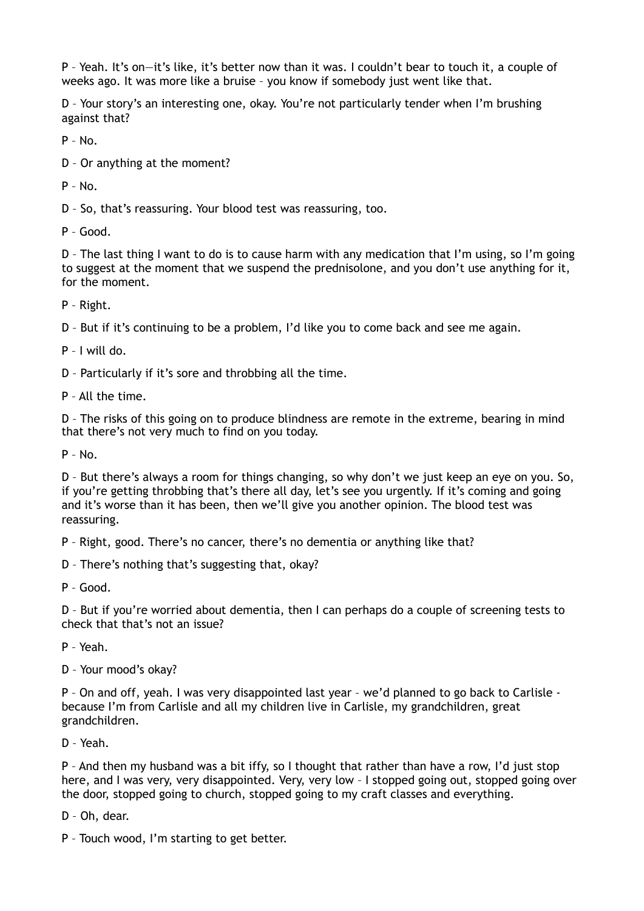P – Yeah. It's on—it's like, it's better now than it was. I couldn't bear to touch it, a couple of weeks ago. It was more like a bruise – you know if somebody just went like that.

D – Your story's an interesting one, okay. You're not particularly tender when I'm brushing against that?

P – No.

D – Or anything at the moment?

P – No.

D – So, that's reassuring. Your blood test was reassuring, too.

P – Good.

D – The last thing I want to do is to cause harm with any medication that I'm using, so I'm going to suggest at the moment that we suspend the prednisolone, and you don't use anything for it, for the moment.

P – Right.

D – But if it's continuing to be a problem, I'd like you to come back and see me again.

P – I will do.

D – Particularly if it's sore and throbbing all the time.

P – All the time.

D – The risks of this going on to produce blindness are remote in the extreme, bearing in mind that there's not very much to find on you today.

P – No.

D – But there's always a room for things changing, so why don't we just keep an eye on you. So, if you're getting throbbing that's there all day, let's see you urgently. If it's coming and going and it's worse than it has been, then we'll give you another opinion. The blood test was reassuring.

P – Right, good. There's no cancer, there's no dementia or anything like that?

D – There's nothing that's suggesting that, okay?

P – Good.

D – But if you're worried about dementia, then I can perhaps do a couple of screening tests to check that that's not an issue?

P – Yeah.

D – Your mood's okay?

P – On and off, yeah. I was very disappointed last year – we'd planned to go back to Carlisle - because I'm from Carlisle and all my children live in Carlisle, my grandchildren, great grandchildren.

D – Yeah.

P – And then my husband was a bit iffy, so I thought that rather than have a row, I'd just stop here, and I was very, very disappointed. Very, very low – I stopped going out, stopped going over the door, stopped going to church, stopped going to my craft classes and everything.

D – Oh, dear.

P – Touch wood, I'm starting to get better.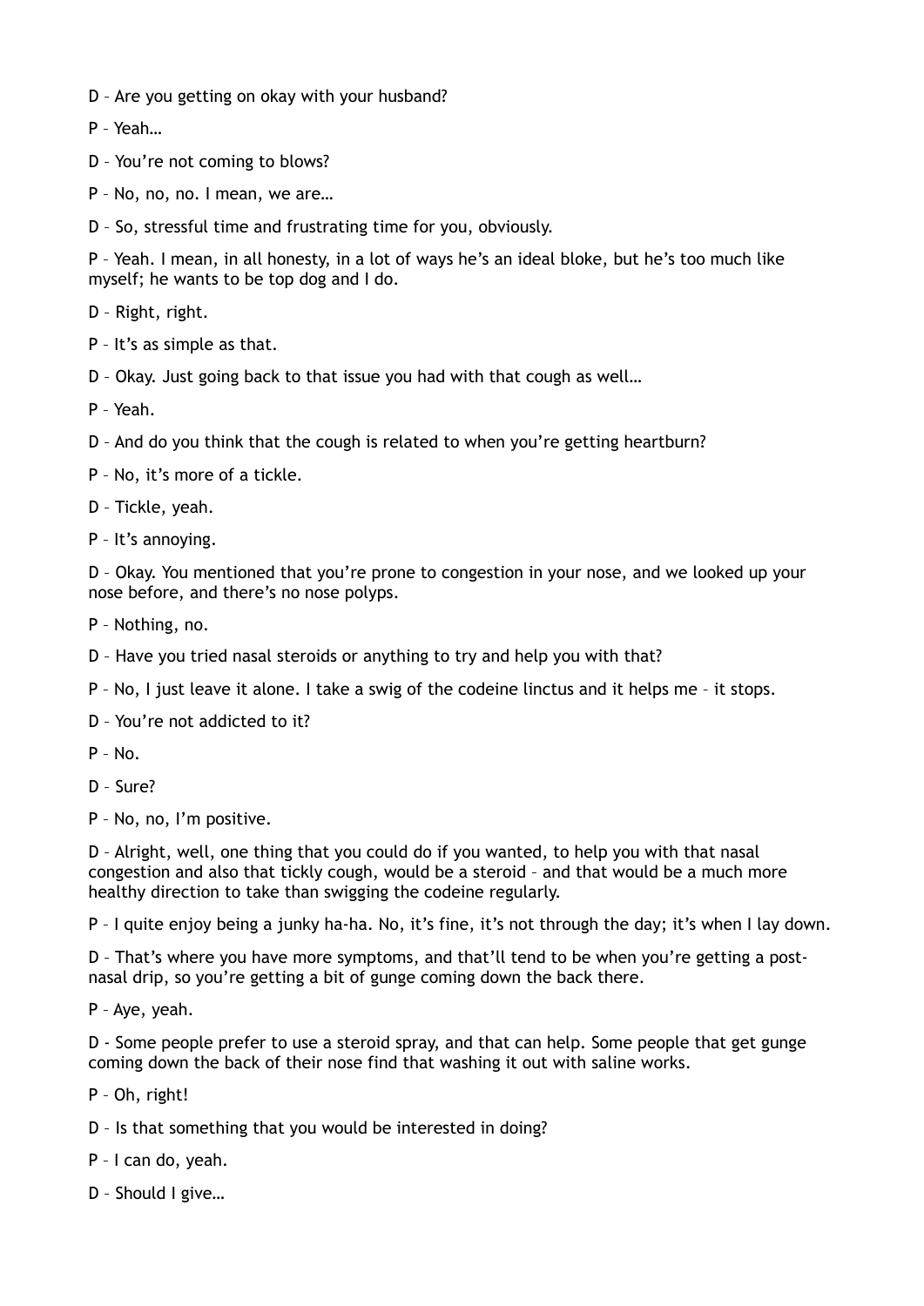D – Are you getting on okay with your husband?

P – Yeah…

D – You're not coming to blows?

P – No, no, no. I mean, we are…

D – So, stressful time and frustrating time for you, obviously.

P – Yeah. I mean, in all honesty, in a lot of ways he's an ideal bloke, but he's too much like myself; he wants to be top dog and I do.

D – Right, right.

P – It's as simple as that.

D – Okay. Just going back to that issue you had with that cough as well…

P – Yeah.

D – And do you think that the cough is related to when you're getting heartburn?

P – No, it's more of a tickle.

D – Tickle, yeah.

P – It's annoying.

D – Okay. You mentioned that you're prone to congestion in your nose, and we looked up your nose before, and there's no nose polyps.

P – Nothing, no.

D – Have you tried nasal steroids or anything to try and help you with that?

P – No, I just leave it alone. I take a swig of the codeine linctus and it helps me – it stops.

D – You're not addicted to it?

P – No.

D – Sure?

P – No, no, I'm positive.

D – Alright, well, one thing that you could do if you wanted, to help you with that nasal congestion and also that tickly cough, would be a steroid – and that would be a much more healthy direction to take than swigging the codeine regularly.

P – I quite enjoy being a junky ha-ha. No, it's fine, it's not through the day; it's when I lay down.

D – That's where you have more symptoms, and that'll tend to be when you're getting a post-nasal drip, so you're getting a bit of gunge coming down the back there.

P – Aye, yeah.

D - Some people prefer to use a steroid spray, and that can help. Some people that get gunge coming down the back of their nose find that washing it out with saline works.

P – Oh, right!

D – Is that something that you would be interested in doing?

P – I can do, yeah.

D – Should I give…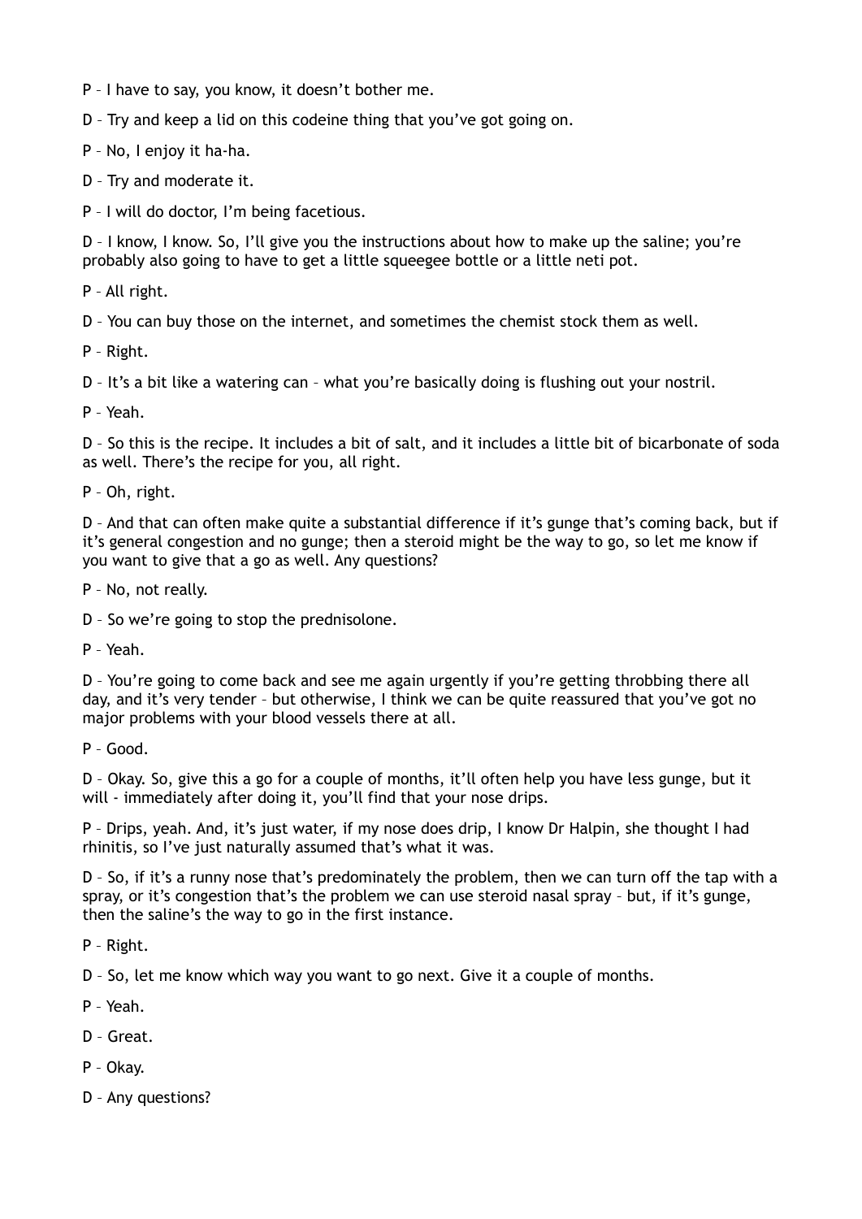P – I have to say, you know, it doesn't bother me.

D – Try and keep a lid on this codeine thing that you've got going on.

P – No, I enjoy it ha-ha.

D – Try and moderate it.

P – I will do doctor, I'm being facetious.

D – I know, I know. So, I'll give you the instructions about how to make up the saline; you're probably also going to have to get a little squeegee bottle or a little neti pot.

P – All right.

D – You can buy those on the internet, and sometimes the chemist stock them as well.

P – Right.

D – It's a bit like a watering can – what you're basically doing is flushing out your nostril.

P – Yeah.

D – So this is the recipe. It includes a bit of salt, and it includes a little bit of bicarbonate of soda as well. There's the recipe for you, all right.

P – Oh, right.

D – And that can often make quite a substantial difference if it's gunge that's coming back, but if it's general congestion and no gunge; then a steroid might be the way to go, so let me know if you want to give that a go as well. Any questions?

P – No, not really.

D – So we're going to stop the prednisolone.

P – Yeah.

D – You're going to come back and see me again urgently if you're getting throbbing there all day, and it's very tender – but otherwise, I think we can be quite reassured that you've got no major problems with your blood vessels there at all.

P – Good.

D – Okay. So, give this a go for a couple of months, it'll often help you have less gunge, but it will - immediately after doing it, you'll find that your nose drips.

P – Drips, yeah. And, it's just water, if my nose does drip, I know Dr Halpin, she thought I had rhinitis, so I've just naturally assumed that's what it was.

D – So, if it's a runny nose that's predominately the problem, then we can turn off the tap with a spray, or it's congestion that's the problem we can use steroid nasal spray – but, if it's gunge, then the saline's the way to go in the first instance.

P – Right.

D – So, let me know which way you want to go next. Give it a couple of months.

P – Yeah.

D – Great.

P – Okay.

D – Any questions?